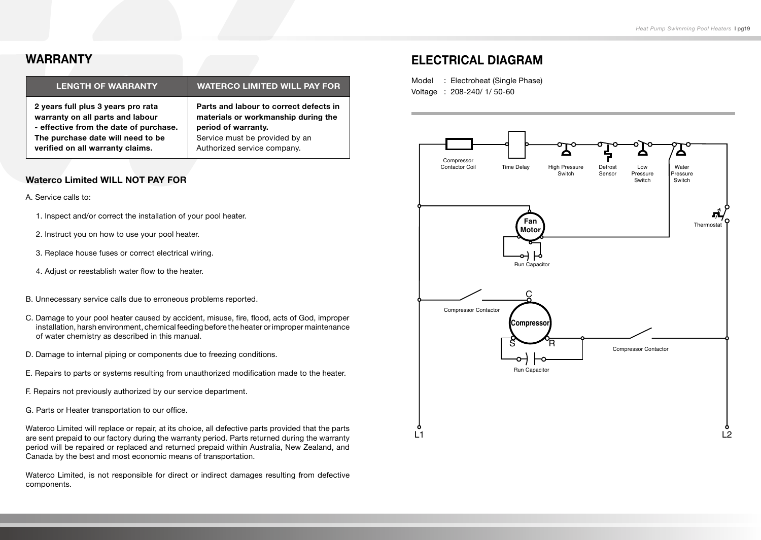## WARRANTY

| LENGTH OF WARRANTY | WATERCO LIMITED WILL PAY FOR |
|---|---|
| **2 years full plus 3 years pro rata warranty on all parts and labour - effective from the date of purchase. The purchase date will need to be verified on all warranty claims.** | **Parts and labour to correct defects in materials or workmanship during the period of warranty.** Service must be provided by an Authorized service company. |

### Waterco Limited WILL NOT PAY FOR

A. Service calls to:

1. Inspect and/or correct the installation of your pool heater.
2. Instruct you on how to use your pool heater.
3. Replace house fuses or correct electrical wiring.
4. Adjust or reestablish water flow to the heater.

B. Unnecessary service calls due to erroneous problems reported.

C. Damage to your pool heater caused by accident, misuse, fire, flood, acts of God, improper installation, harsh environment, chemical feeding before the heater or improper maintenance of water chemistry as described in this manual.

D. Damage to internal piping or components due to freezing conditions.

E. Repairs to parts or systems resulting from unauthorized modification made to the heater.

F. Repairs not previously authorized by our service department.

G. Parts or Heater transportation to our office.

Waterco Limited will replace or repair, at its choice, all defective parts provided that the parts are sent prepaid to our factory during the warranty period. Parts returned during the warranty period will be repaired or replaced and returned prepaid within Australia, New Zealand, and Canada by the best and most economic means of transportation.

Waterco Limited, is not responsible for direct or indirect damages resulting from defective components.

## ELECTRICAL DIAGRAM

Model : Electroheat (Single Phase)
Voltage : 208-240/ 1/ 50-60

Compressor Contactor Coil, Time Delay, High Pressure Switch, Defrost Sensor, Low Pressure Switch, Water Pressure Switch, Thermostat, Fan Motor, Run Capacitor, Compressor Contactor, C, Compressor, S, R, Run Capacitor, Compressor Contactor, L1, L2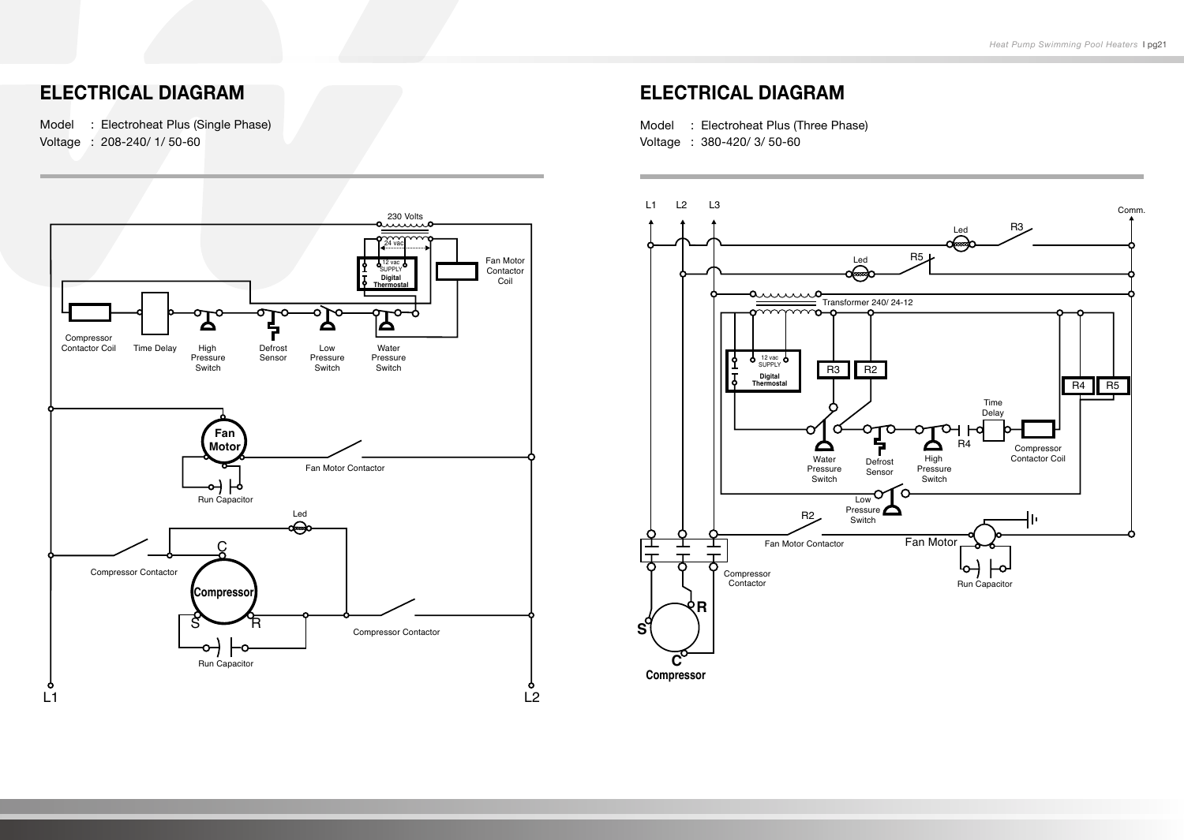## ELECTRICAL DIAGRAM

Model : Electroheat Plus (Single Phase)
Voltage : 208-240/ 1/ 50-60

230 Volts
24 vac
12 vac SUPPLY
Digital Thermostat
Fan Motor Contactor Coil
Compressor Contactor Coil
Time Delay
High Pressure Switch
Defrost Sensor
Low Pressure Switch
Water Pressure Switch
Fan Motor
Fan Motor Contactor
Run Capacitor
Led
C
Compressor Contactor
Compressor
S
R
Compressor Contactor
Run Capacitor
L1
L2

## ELECTRICAL DIAGRAM

Model : Electroheat Plus (Three Phase)
Voltage : 380-420/ 3/ 50-60

L1 L2 L3
Comm.
Led
R3
Led
R5
Transformer 240/ 24-12
12 vac SUPPLY
Digital Thermostat
R3
R2
R4
R5
Time Delay
R4
Water Pressure Switch
Defrost Sensor
High Pressure Switch
Compressor Contactor Coil
Low Pressure Switch
R2
Fan Motor Contactor
Fan Motor
Compressor Contactor
Run Capacitor
R
S
C
Compressor